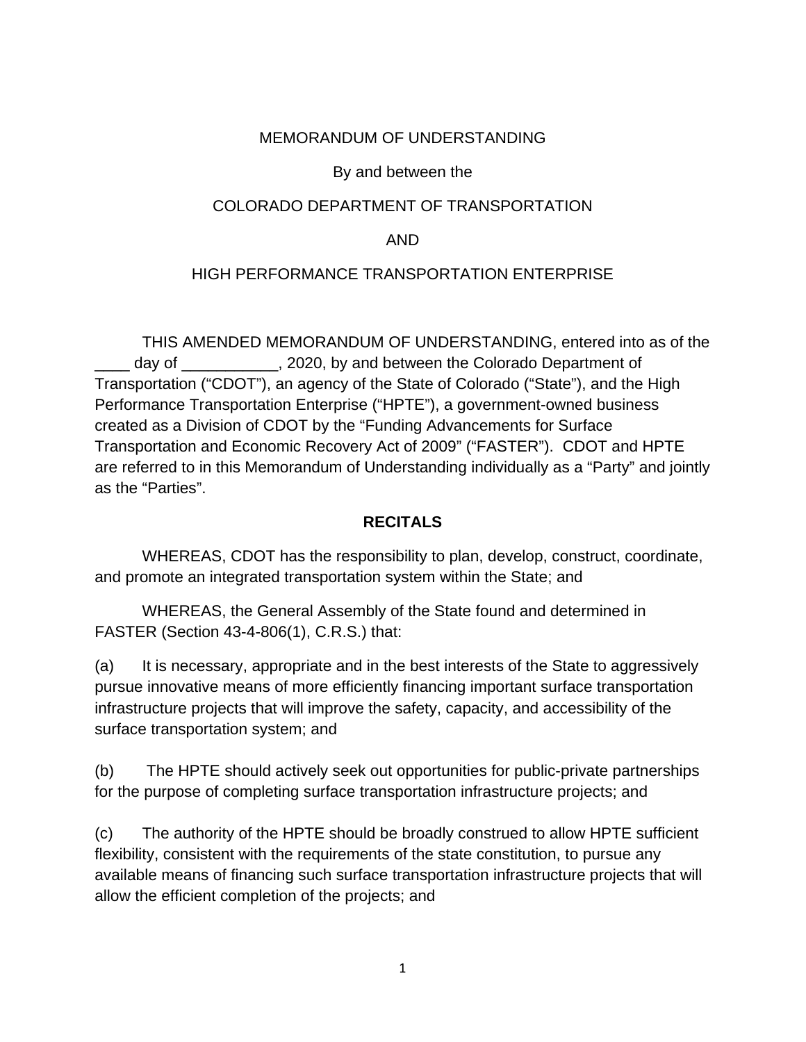MEMORANDUM OF UNDERSTANDING

By and between the

COLORADO DEPARTMENT OF TRANSPORTATION

AND

HIGH PERFORMANCE TRANSPORTATION ENTERPRISE

THIS AMENDED MEMORANDUM OF UNDERSTANDING, entered into as of the ____ day of ___________, 2020, by and between the Colorado Department of Transportation ("CDOT"), an agency of the State of Colorado ("State"), and the High Performance Transportation Enterprise ("HPTE"), a government-owned business created as a Division of CDOT by the "Funding Advancements for Surface Transportation and Economic Recovery Act of 2009" ("FASTER"). CDOT and HPTE are referred to in this Memorandum of Understanding individually as a "Party" and jointly as the "Parties".

**RECITALS**

WHEREAS, CDOT has the responsibility to plan, develop, construct, coordinate, and promote an integrated transportation system within the State; and

WHEREAS, the General Assembly of the State found and determined in FASTER (Section 43-4-806(1), C.R.S.) that:

(a) It is necessary, appropriate and in the best interests of the State to aggressively pursue innovative means of more efficiently financing important surface transportation infrastructure projects that will improve the safety, capacity, and accessibility of the surface transportation system; and

(b) The HPTE should actively seek out opportunities for public-private partnerships for the purpose of completing surface transportation infrastructure projects; and

(c) The authority of the HPTE should be broadly construed to allow HPTE sufficient flexibility, consistent with the requirements of the state constitution, to pursue any available means of financing such surface transportation infrastructure projects that will allow the efficient completion of the projects; and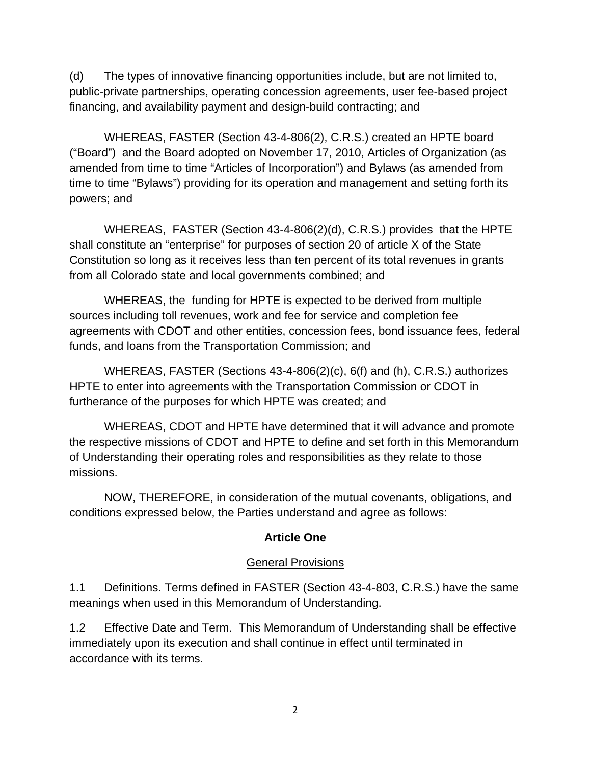(d) The types of innovative financing opportunities include, but are not limited to, public-private partnerships, operating concession agreements, user fee-based project financing, and availability payment and design-build contracting; and

WHEREAS, FASTER (Section 43-4-806(2), C.R.S.) created an HPTE board ("Board") and the Board adopted on November 17, 2010, Articles of Organization (as amended from time to time "Articles of Incorporation") and Bylaws (as amended from time to time "Bylaws") providing for its operation and management and setting forth its powers; and

WHEREAS, FASTER (Section 43-4-806(2)(d), C.R.S.) provides that the HPTE shall constitute an "enterprise" for purposes of section 20 of article X of the State Constitution so long as it receives less than ten percent of its total revenues in grants from all Colorado state and local governments combined; and

WHEREAS, the funding for HPTE is expected to be derived from multiple sources including toll revenues, work and fee for service and completion fee agreements with CDOT and other entities, concession fees, bond issuance fees, federal funds, and loans from the Transportation Commission; and

WHEREAS, FASTER (Sections 43-4-806(2)(c), 6(f) and (h), C.R.S.) authorizes HPTE to enter into agreements with the Transportation Commission or CDOT in furtherance of the purposes for which HPTE was created; and

WHEREAS, CDOT and HPTE have determined that it will advance and promote the respective missions of CDOT and HPTE to define and set forth in this Memorandum of Understanding their operating roles and responsibilities as they relate to those missions.

NOW, THEREFORE, in consideration of the mutual covenants, obligations, and conditions expressed below, the Parties understand and agree as follows:

## Article One

### General Provisions

1.1 Definitions. Terms defined in FASTER (Section 43-4-803, C.R.S.) have the same meanings when used in this Memorandum of Understanding.

1.2 Effective Date and Term. This Memorandum of Understanding shall be effective immediately upon its execution and shall continue in effect until terminated in accordance with its terms.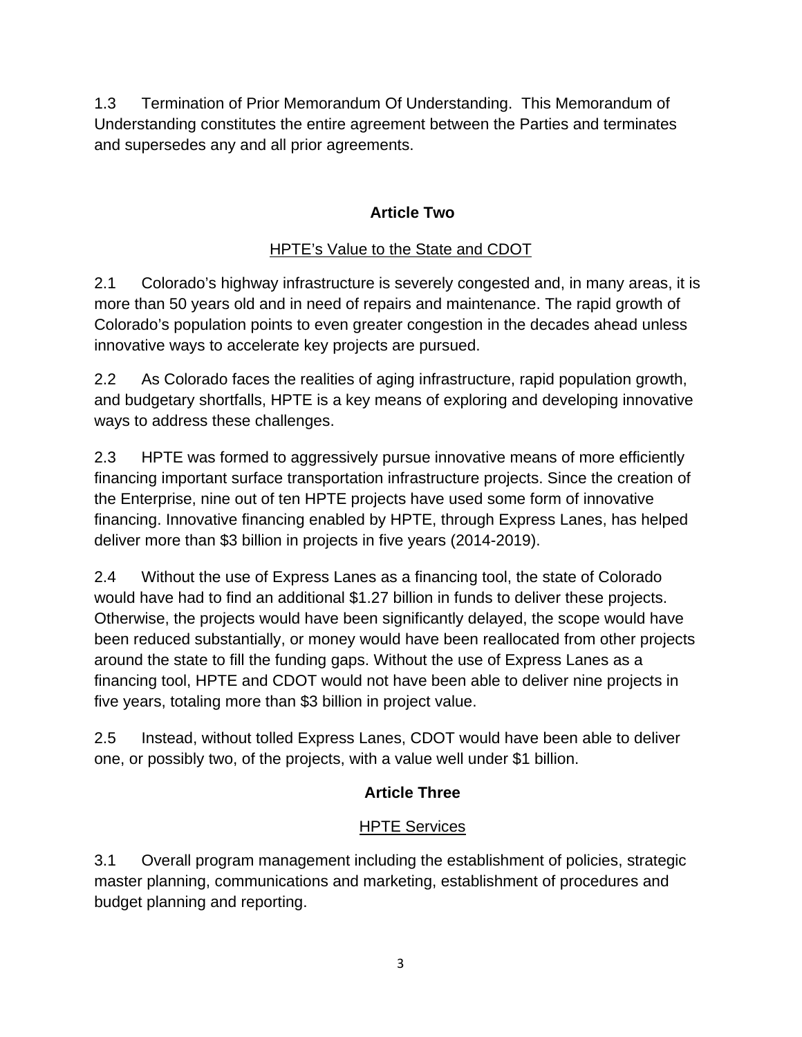1.3 Termination of Prior Memorandum Of Understanding. This Memorandum of Understanding constitutes the entire agreement between the Parties and terminates and supersedes any and all prior agreements.

## Article Two

HPTE's Value to the State and CDOT

2.1 Colorado's highway infrastructure is severely congested and, in many areas, it is more than 50 years old and in need of repairs and maintenance. The rapid growth of Colorado's population points to even greater congestion in the decades ahead unless innovative ways to accelerate key projects are pursued.

2.2 As Colorado faces the realities of aging infrastructure, rapid population growth, and budgetary shortfalls, HPTE is a key means of exploring and developing innovative ways to address these challenges.

2.3 HPTE was formed to aggressively pursue innovative means of more efficiently financing important surface transportation infrastructure projects. Since the creation of the Enterprise, nine out of ten HPTE projects have used some form of innovative financing. Innovative financing enabled by HPTE, through Express Lanes, has helped deliver more than $3 billion in projects in five years (2014-2019).

2.4 Without the use of Express Lanes as a financing tool, the state of Colorado would have had to find an additional $1.27 billion in funds to deliver these projects. Otherwise, the projects would have been significantly delayed, the scope would have been reduced substantially, or money would have been reallocated from other projects around the state to fill the funding gaps. Without the use of Express Lanes as a financing tool, HPTE and CDOT would not have been able to deliver nine projects in five years, totaling more than $3 billion in project value.

2.5 Instead, without tolled Express Lanes, CDOT would have been able to deliver one, or possibly two, of the projects, with a value well under $1 billion.

## Article Three

HPTE Services

3.1 Overall program management including the establishment of policies, strategic master planning, communications and marketing, establishment of procedures and budget planning and reporting.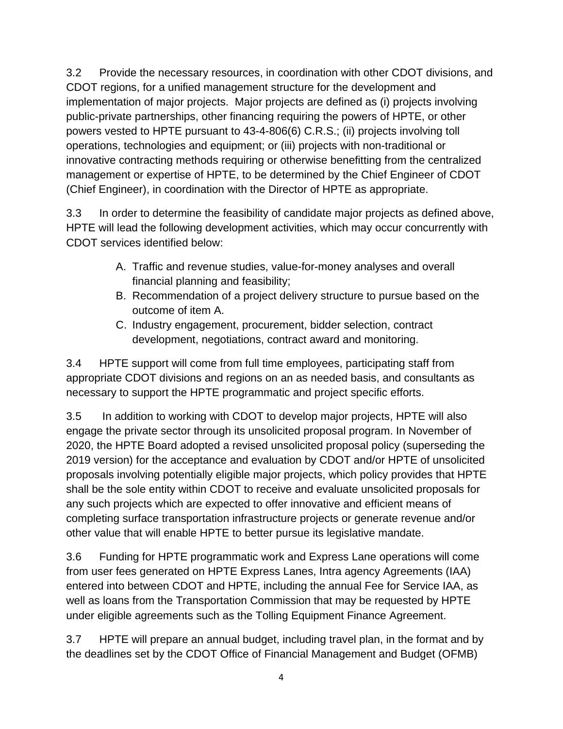3.2 Provide the necessary resources, in coordination with other CDOT divisions, and CDOT regions, for a unified management structure for the development and implementation of major projects. Major projects are defined as (i) projects involving public-private partnerships, other financing requiring the powers of HPTE, or other powers vested to HPTE pursuant to 43-4-806(6) C.R.S.; (ii) projects involving toll operations, technologies and equipment; or (iii) projects with non-traditional or innovative contracting methods requiring or otherwise benefitting from the centralized management or expertise of HPTE, to be determined by the Chief Engineer of CDOT (Chief Engineer), in coordination with the Director of HPTE as appropriate.

3.3 In order to determine the feasibility of candidate major projects as defined above, HPTE will lead the following development activities, which may occur concurrently with CDOT services identified below:

A. Traffic and revenue studies, value-for-money analyses and overall financial planning and feasibility;
B. Recommendation of a project delivery structure to pursue based on the outcome of item A.
C. Industry engagement, procurement, bidder selection, contract development, negotiations, contract award and monitoring.

3.4 HPTE support will come from full time employees, participating staff from appropriate CDOT divisions and regions on an as needed basis, and consultants as necessary to support the HPTE programmatic and project specific efforts.

3.5 In addition to working with CDOT to develop major projects, HPTE will also engage the private sector through its unsolicited proposal program. In November of 2020, the HPTE Board adopted a revised unsolicited proposal policy (superseding the 2019 version) for the acceptance and evaluation by CDOT and/or HPTE of unsolicited proposals involving potentially eligible major projects, which policy provides that HPTE shall be the sole entity within CDOT to receive and evaluate unsolicited proposals for any such projects which are expected to offer innovative and efficient means of completing surface transportation infrastructure projects or generate revenue and/or other value that will enable HPTE to better pursue its legislative mandate.

3.6 Funding for HPTE programmatic work and Express Lane operations will come from user fees generated on HPTE Express Lanes, Intra agency Agreements (IAA) entered into between CDOT and HPTE, including the annual Fee for Service IAA, as well as loans from the Transportation Commission that may be requested by HPTE under eligible agreements such as the Tolling Equipment Finance Agreement.

3.7 HPTE will prepare an annual budget, including travel plan, in the format and by the deadlines set by the CDOT Office of Financial Management and Budget (OFMB)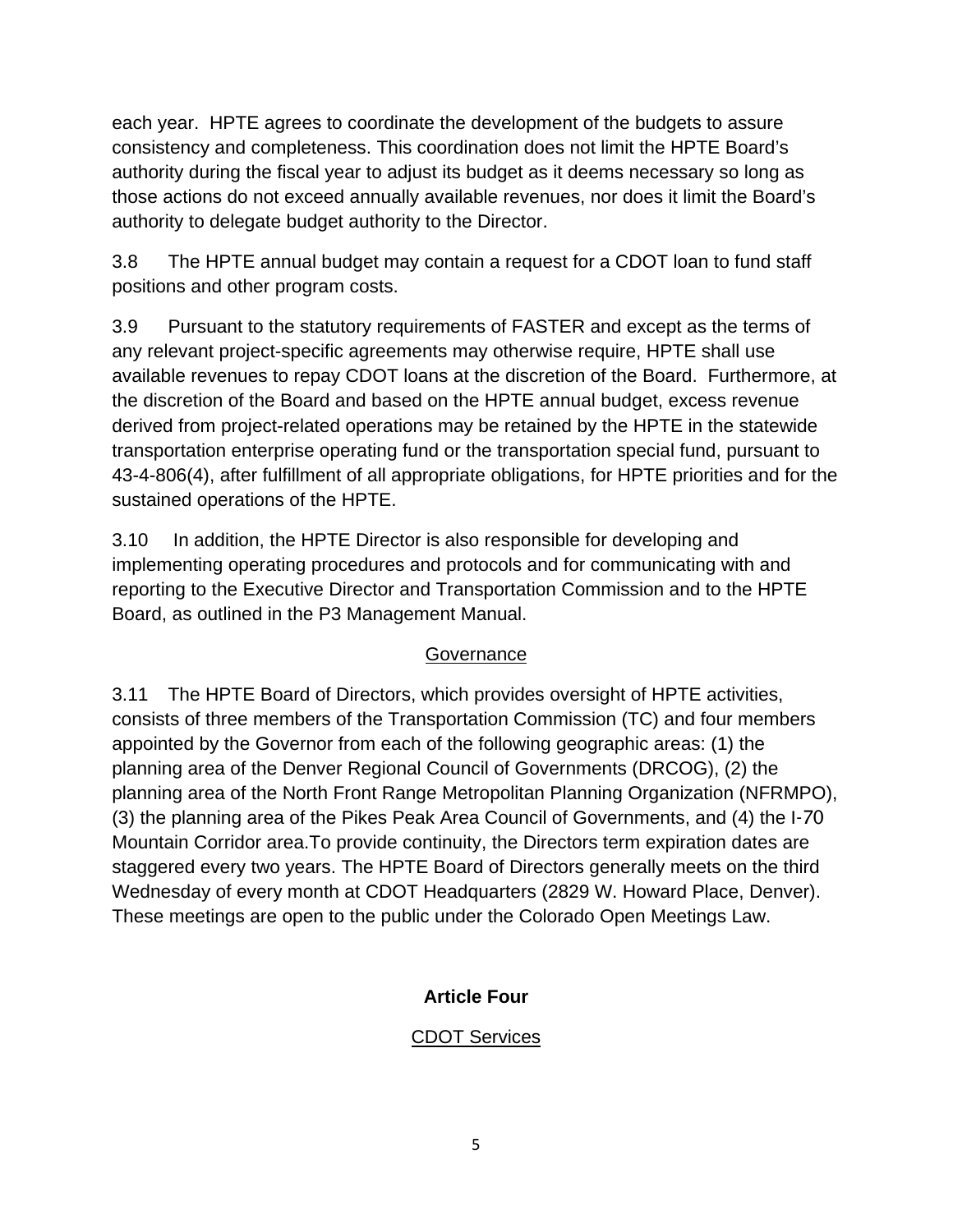each year.  HPTE agrees to coordinate the development of the budgets to assure consistency and completeness. This coordination does not limit the HPTE Board's authority during the fiscal year to adjust its budget as it deems necessary so long as those actions do not exceed annually available revenues, nor does it limit the Board's authority to delegate budget authority to the Director.

3.8 The HPTE annual budget may contain a request for a CDOT loan to fund staff positions and other program costs.

3.9 Pursuant to the statutory requirements of FASTER and except as the terms of any relevant project-specific agreements may otherwise require, HPTE shall use available revenues to repay CDOT loans at the discretion of the Board.  Furthermore, at the discretion of the Board and based on the HPTE annual budget, excess revenue derived from project-related operations may be retained by the HPTE in the statewide transportation enterprise operating fund or the transportation special fund, pursuant to 43-4-806(4), after fulfillment of all appropriate obligations, for HPTE priorities and for the sustained operations of the HPTE.

3.10 In addition, the HPTE Director is also responsible for developing and implementing operating procedures and protocols and for communicating with and reporting to the Executive Director and Transportation Commission and to the HPTE Board, as outlined in the P3 Management Manual.

<u>Governance</u>

3.11 The HPTE Board of Directors, which provides oversight of HPTE activities, consists of three members of the Transportation Commission (TC) and four members appointed by the Governor from each of the following geographic areas: (1) the planning area of the Denver Regional Council of Governments (DRCOG), (2) the planning area of the North Front Range Metropolitan Planning Organization (NFRMPO), (3) the planning area of the Pikes Peak Area Council of Governments, and (4) the I-70 Mountain Corridor area.To provide continuity, the Directors term expiration dates are staggered every two years. The HPTE Board of Directors generally meets on the third Wednesday of every month at CDOT Headquarters (2829 W. Howard Place, Denver). These meetings are open to the public under the Colorado Open Meetings Law.

## Article Four

<u>CDOT Services</u>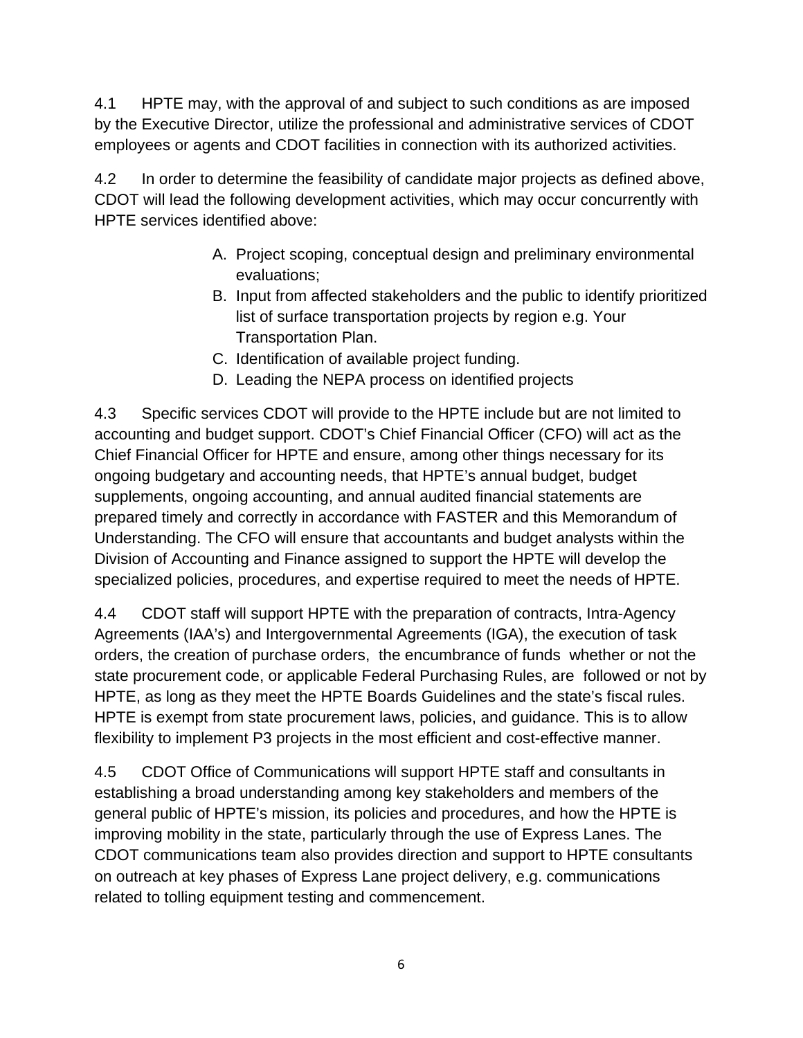4.1 HPTE may, with the approval of and subject to such conditions as are imposed by the Executive Director, utilize the professional and administrative services of CDOT employees or agents and CDOT facilities in connection with its authorized activities.

4.2 In order to determine the feasibility of candidate major projects as defined above, CDOT will lead the following development activities, which may occur concurrently with HPTE services identified above:

A. Project scoping, conceptual design and preliminary environmental evaluations;
B. Input from affected stakeholders and the public to identify prioritized list of surface transportation projects by region e.g. Your Transportation Plan.
C. Identification of available project funding.
D. Leading the NEPA process on identified projects

4.3 Specific services CDOT will provide to the HPTE include but are not limited to accounting and budget support. CDOT's Chief Financial Officer (CFO) will act as the Chief Financial Officer for HPTE and ensure, among other things necessary for its ongoing budgetary and accounting needs, that HPTE's annual budget, budget supplements, ongoing accounting, and annual audited financial statements are prepared timely and correctly in accordance with FASTER and this Memorandum of Understanding. The CFO will ensure that accountants and budget analysts within the Division of Accounting and Finance assigned to support the HPTE will develop the specialized policies, procedures, and expertise required to meet the needs of HPTE.

4.4 CDOT staff will support HPTE with the preparation of contracts, Intra-Agency Agreements (IAA's) and Intergovernmental Agreements (IGA), the execution of task orders, the creation of purchase orders, the encumbrance of funds whether or not the state procurement code, or applicable Federal Purchasing Rules, are followed or not by HPTE, as long as they meet the HPTE Boards Guidelines and the state's fiscal rules. HPTE is exempt from state procurement laws, policies, and guidance. This is to allow flexibility to implement P3 projects in the most efficient and cost-effective manner.

4.5 CDOT Office of Communications will support HPTE staff and consultants in establishing a broad understanding among key stakeholders and members of the general public of HPTE's mission, its policies and procedures, and how the HPTE is improving mobility in the state, particularly through the use of Express Lanes. The CDOT communications team also provides direction and support to HPTE consultants on outreach at key phases of Express Lane project delivery, e.g. communications related to tolling equipment testing and commencement.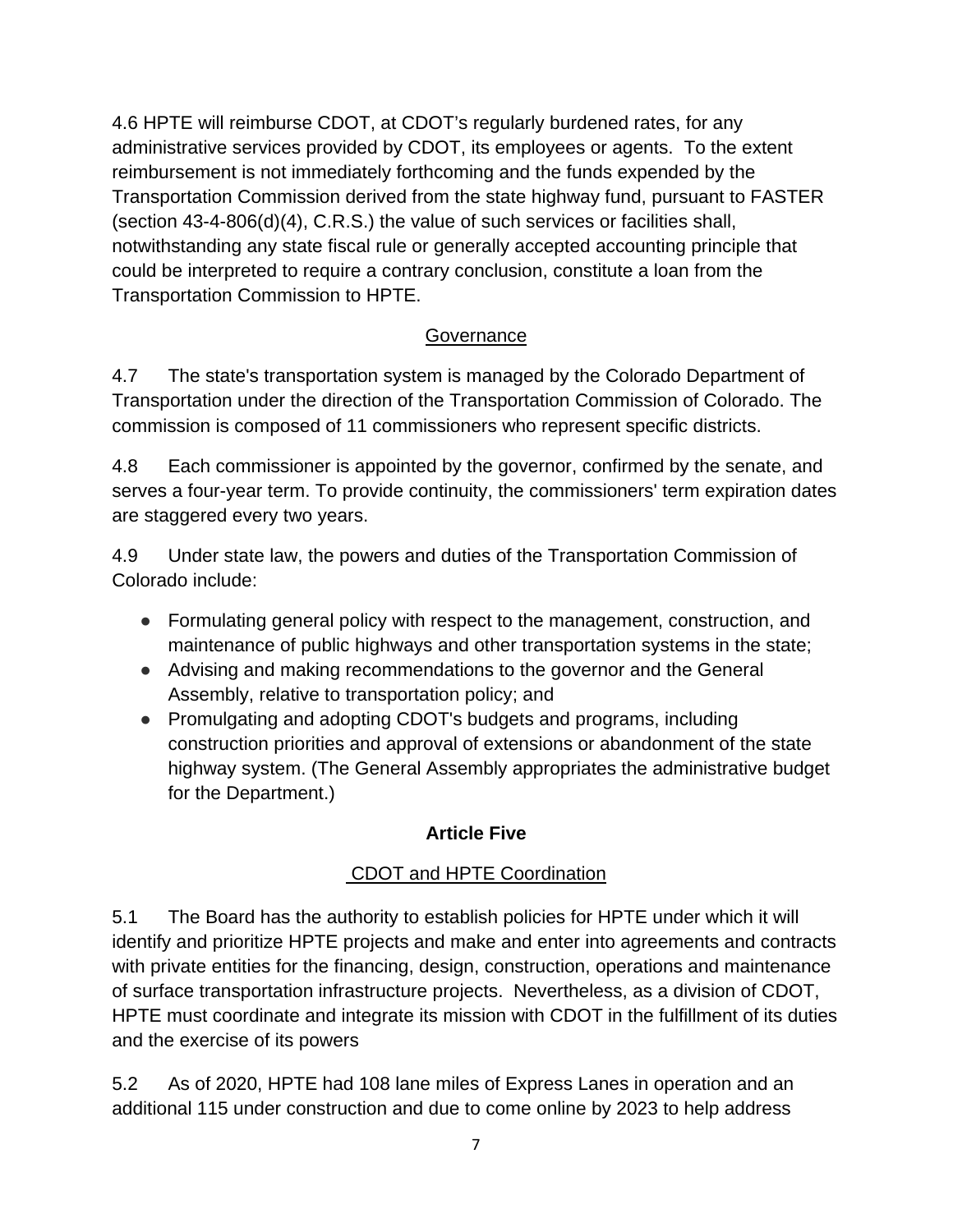4.6 HPTE will reimburse CDOT, at CDOT's regularly burdened rates, for any administrative services provided by CDOT, its employees or agents. To the extent reimbursement is not immediately forthcoming and the funds expended by the Transportation Commission derived from the state highway fund, pursuant to FASTER (section 43-4-806(d)(4), C.R.S.) the value of such services or facilities shall, notwithstanding any state fiscal rule or generally accepted accounting principle that could be interpreted to require a contrary conclusion, constitute a loan from the Transportation Commission to HPTE.

Governance

4.7 The state's transportation system is managed by the Colorado Department of Transportation under the direction of the Transportation Commission of Colorado. The commission is composed of 11 commissioners who represent specific districts.

4.8 Each commissioner is appointed by the governor, confirmed by the senate, and serves a four-year term. To provide continuity, the commissioners' term expiration dates are staggered every two years.

4.9 Under state law, the powers and duties of the Transportation Commission of Colorado include:

- Formulating general policy with respect to the management, construction, and maintenance of public highways and other transportation systems in the state;
- Advising and making recommendations to the governor and the General Assembly, relative to transportation policy; and
- Promulgating and adopting CDOT's budgets and programs, including construction priorities and approval of extensions or abandonment of the state highway system. (The General Assembly appropriates the administrative budget for the Department.)

## Article Five

CDOT and HPTE Coordination

5.1 The Board has the authority to establish policies for HPTE under which it will identify and prioritize HPTE projects and make and enter into agreements and contracts with private entities for the financing, design, construction, operations and maintenance of surface transportation infrastructure projects. Nevertheless, as a division of CDOT, HPTE must coordinate and integrate its mission with CDOT in the fulfillment of its duties and the exercise of its powers

5.2 As of 2020, HPTE had 108 lane miles of Express Lanes in operation and an additional 115 under construction and due to come online by 2023 to help address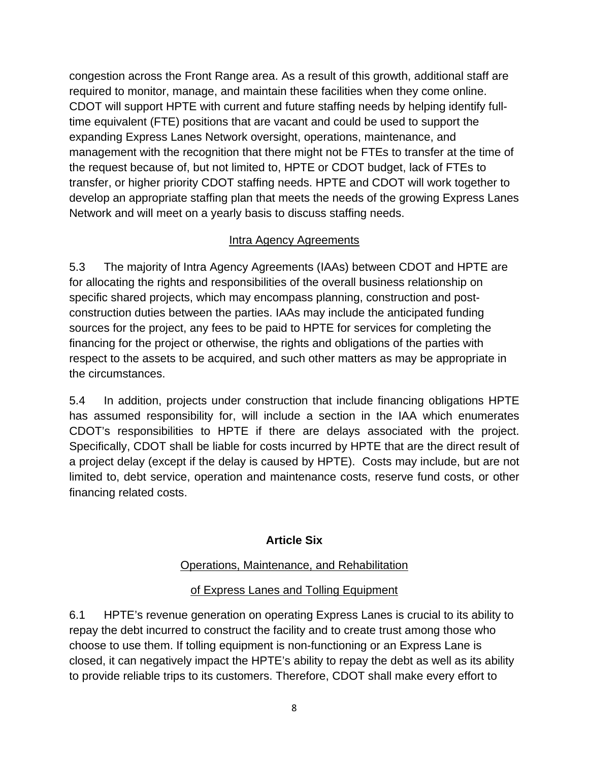congestion across the Front Range area. As a result of this growth, additional staff are required to monitor, manage, and maintain these facilities when they come online. CDOT will support HPTE with current and future staffing needs by helping identify full-time equivalent (FTE) positions that are vacant and could be used to support the expanding Express Lanes Network oversight, operations, maintenance, and management with the recognition that there might not be FTEs to transfer at the time of the request because of, but not limited to, HPTE or CDOT budget, lack of FTEs to transfer, or higher priority CDOT staffing needs. HPTE and CDOT will work together to develop an appropriate staffing plan that meets the needs of the growing Express Lanes Network and will meet on a yearly basis to discuss staffing needs.

<u>Intra Agency Agreements</u>

5.3 The majority of Intra Agency Agreements (IAAs) between CDOT and HPTE are for allocating the rights and responsibilities of the overall business relationship on specific shared projects, which may encompass planning, construction and post-construction duties between the parties. IAAs may include the anticipated funding sources for the project, any fees to be paid to HPTE for services for completing the financing for the project or otherwise, the rights and obligations of the parties with respect to the assets to be acquired, and such other matters as may be appropriate in the circumstances.

5.4 In addition, projects under construction that include financing obligations HPTE has assumed responsibility for, will include a section in the IAA which enumerates CDOT's responsibilities to HPTE if there are delays associated with the project. Specifically, CDOT shall be liable for costs incurred by HPTE that are the direct result of a project delay (except if the delay is caused by HPTE). Costs may include, but are not limited to, debt service, operation and maintenance costs, reserve fund costs, or other financing related costs.

## Article Six

<u>Operations, Maintenance, and Rehabilitation</u>

<u>of Express Lanes and Tolling Equipment</u>

6.1 HPTE's revenue generation on operating Express Lanes is crucial to its ability to repay the debt incurred to construct the facility and to create trust among those who choose to use them. If tolling equipment is non-functioning or an Express Lane is closed, it can negatively impact the HPTE's ability to repay the debt as well as its ability to provide reliable trips to its customers. Therefore, CDOT shall make every effort to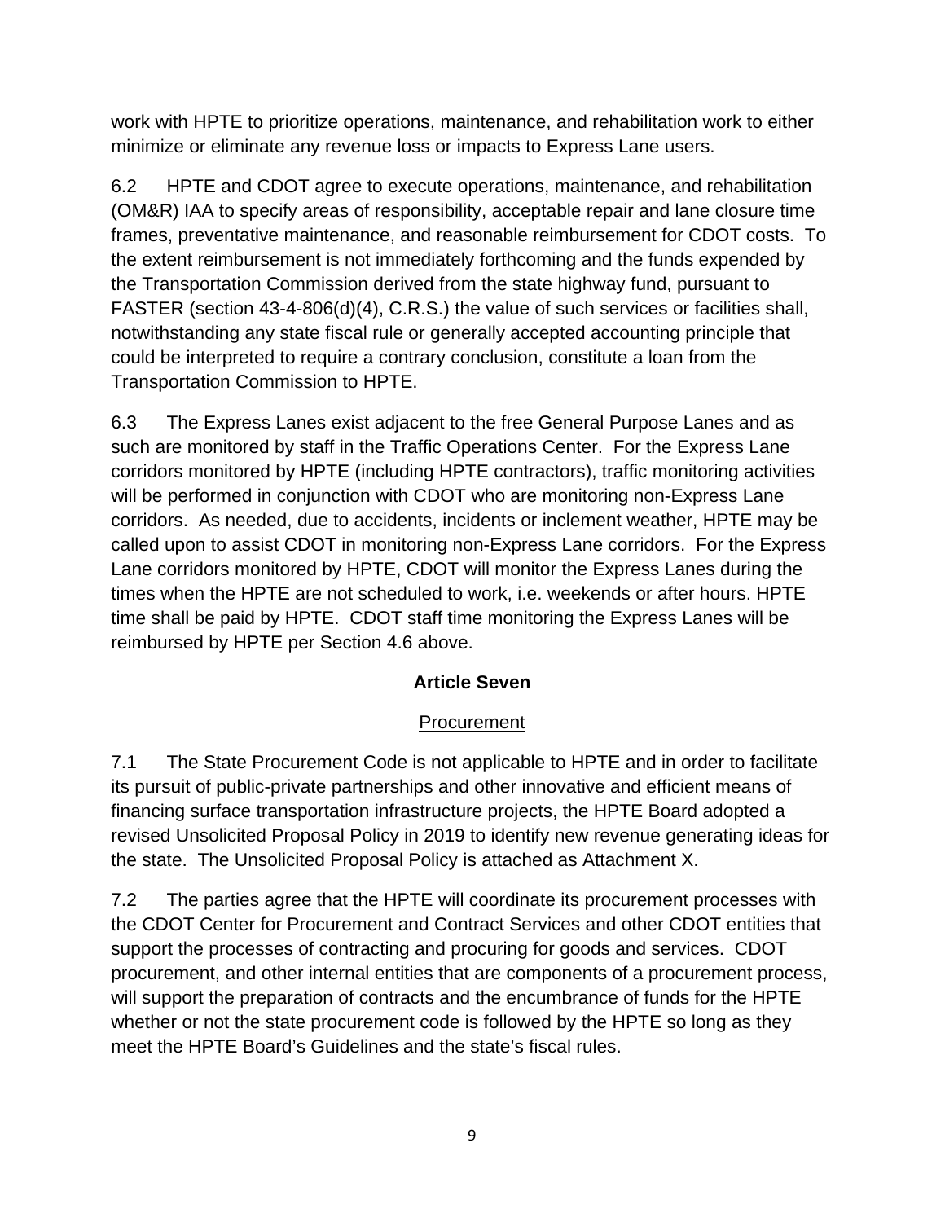work with HPTE to prioritize operations, maintenance, and rehabilitation work to either minimize or eliminate any revenue loss or impacts to Express Lane users.

6.2 HPTE and CDOT agree to execute operations, maintenance, and rehabilitation (OM&R) IAA to specify areas of responsibility, acceptable repair and lane closure time frames, preventative maintenance, and reasonable reimbursement for CDOT costs. To the extent reimbursement is not immediately forthcoming and the funds expended by the Transportation Commission derived from the state highway fund, pursuant to FASTER (section 43-4-806(d)(4), C.R.S.) the value of such services or facilities shall, notwithstanding any state fiscal rule or generally accepted accounting principle that could be interpreted to require a contrary conclusion, constitute a loan from the Transportation Commission to HPTE.

6.3 The Express Lanes exist adjacent to the free General Purpose Lanes and as such are monitored by staff in the Traffic Operations Center. For the Express Lane corridors monitored by HPTE (including HPTE contractors), traffic monitoring activities will be performed in conjunction with CDOT who are monitoring non-Express Lane corridors. As needed, due to accidents, incidents or inclement weather, HPTE may be called upon to assist CDOT in monitoring non-Express Lane corridors. For the Express Lane corridors monitored by HPTE, CDOT will monitor the Express Lanes during the times when the HPTE are not scheduled to work, i.e. weekends or after hours. HPTE time shall be paid by HPTE. CDOT staff time monitoring the Express Lanes will be reimbursed by HPTE per Section 4.6 above.

## Article Seven

### Procurement

7.1 The State Procurement Code is not applicable to HPTE and in order to facilitate its pursuit of public-private partnerships and other innovative and efficient means of financing surface transportation infrastructure projects, the HPTE Board adopted a revised Unsolicited Proposal Policy in 2019 to identify new revenue generating ideas for the state. The Unsolicited Proposal Policy is attached as Attachment X.

7.2 The parties agree that the HPTE will coordinate its procurement processes with the CDOT Center for Procurement and Contract Services and other CDOT entities that support the processes of contracting and procuring for goods and services. CDOT procurement, and other internal entities that are components of a procurement process, will support the preparation of contracts and the encumbrance of funds for the HPTE whether or not the state procurement code is followed by the HPTE so long as they meet the HPTE Board's Guidelines and the state's fiscal rules.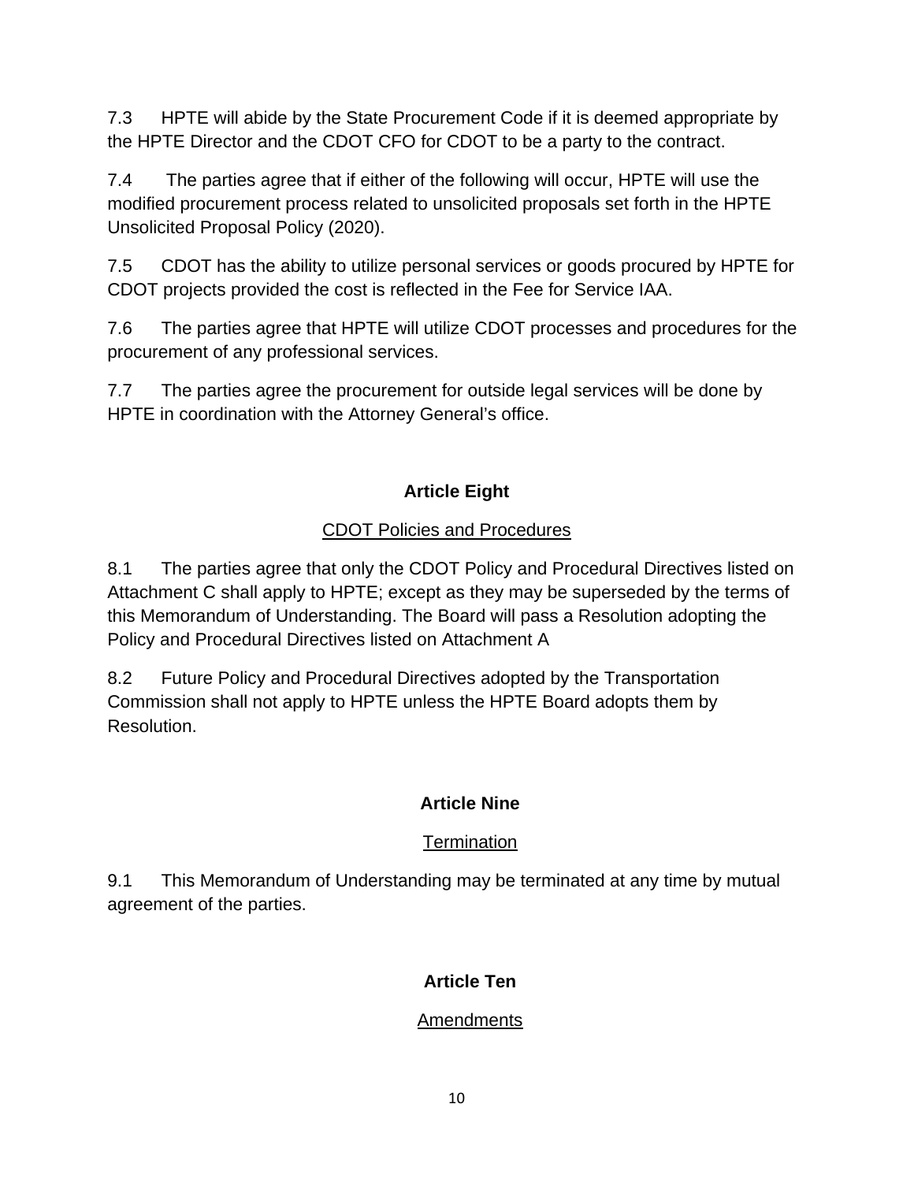7.3 HPTE will abide by the State Procurement Code if it is deemed appropriate by the HPTE Director and the CDOT CFO for CDOT to be a party to the contract.

7.4 The parties agree that if either of the following will occur, HPTE will use the modified procurement process related to unsolicited proposals set forth in the HPTE Unsolicited Proposal Policy (2020).

7.5 CDOT has the ability to utilize personal services or goods procured by HPTE for CDOT projects provided the cost is reflected in the Fee for Service IAA.

7.6 The parties agree that HPTE will utilize CDOT processes and procedures for the procurement of any professional services.

7.7 The parties agree the procurement for outside legal services will be done by HPTE in coordination with the Attorney General's office.

## Article Eight

### CDOT Policies and Procedures

8.1 The parties agree that only the CDOT Policy and Procedural Directives listed on Attachment C shall apply to HPTE; except as they may be superseded by the terms of this Memorandum of Understanding. The Board will pass a Resolution adopting the Policy and Procedural Directives listed on Attachment A

8.2 Future Policy and Procedural Directives adopted by the Transportation Commission shall not apply to HPTE unless the HPTE Board adopts them by Resolution.

## Article Nine

### Termination

9.1 This Memorandum of Understanding may be terminated at any time by mutual agreement of the parties.

## Article Ten

### Amendments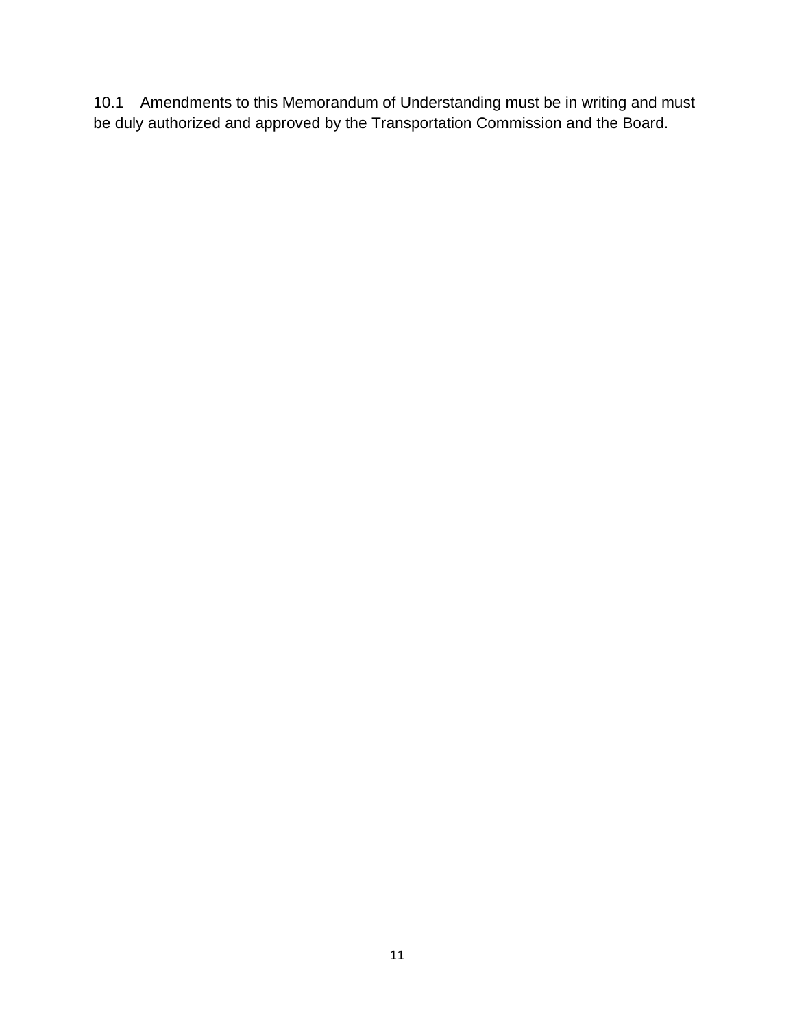10.1 Amendments to this Memorandum of Understanding must be in writing and must be duly authorized and approved by the Transportation Commission and the Board.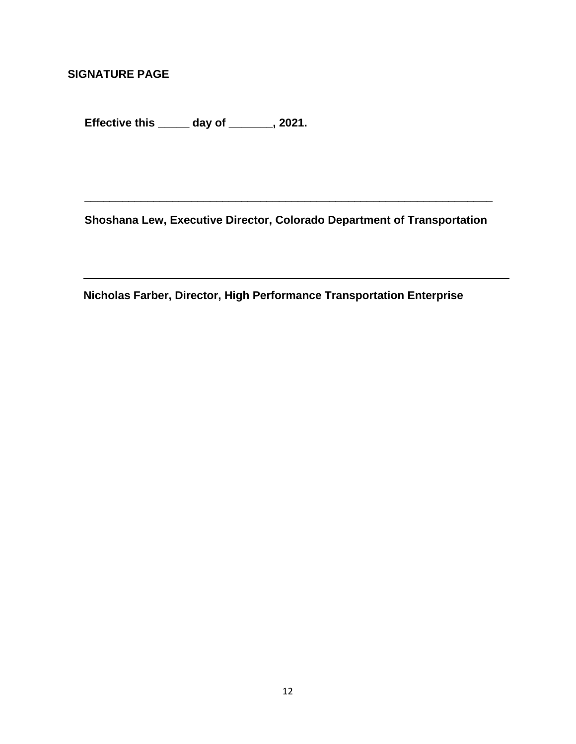**SIGNATURE PAGE**

**Effective this _____ day of _______, 2021.**

______________________________________________________________________

**Shoshana Lew, Executive Director, Colorado Department of Transportation**

______________________________________________________________________

**Nicholas Farber, Director, High Performance Transportation Enterprise**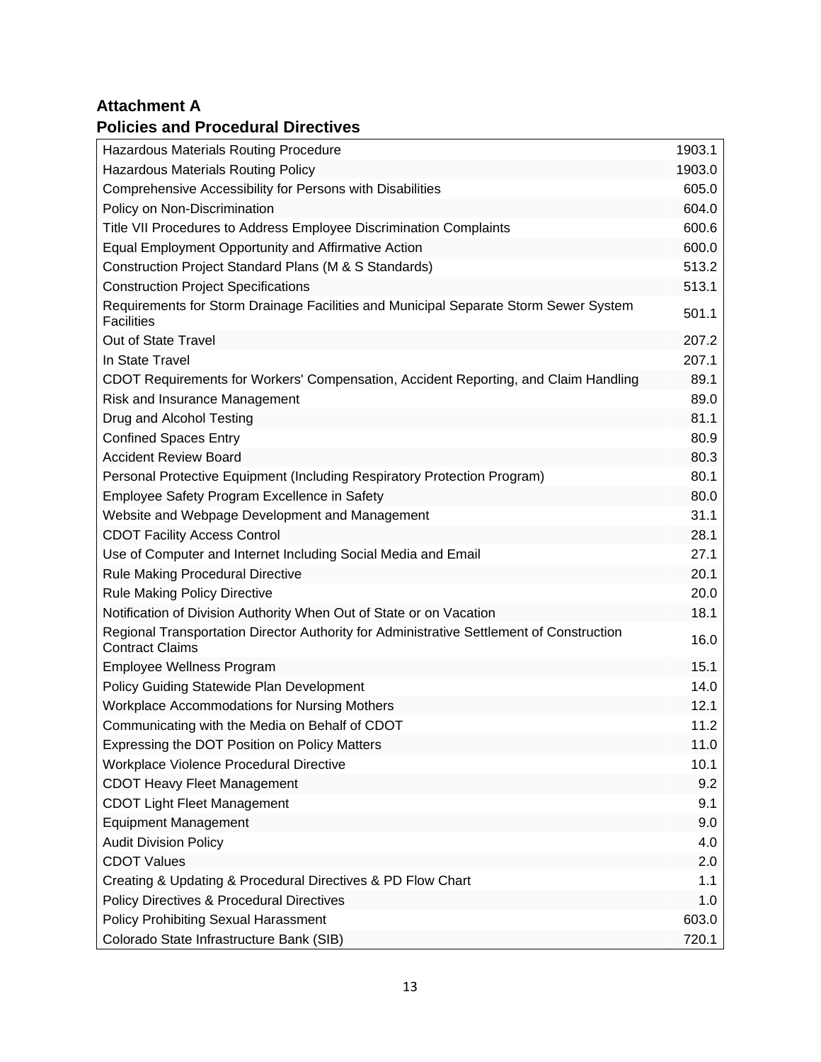## Attachment A
## Policies and Procedural Directives

| | |
|---|---|
| Hazardous Materials Routing Procedure | 1903.1 |
| Hazardous Materials Routing Policy | 1903.0 |
| Comprehensive Accessibility for Persons with Disabilities | 605.0 |
| Policy on Non-Discrimination | 604.0 |
| Title VII Procedures to Address Employee Discrimination Complaints | 600.6 |
| Equal Employment Opportunity and Affirmative Action | 600.0 |
| Construction Project Standard Plans (M & S Standards) | 513.2 |
| Construction Project Specifications | 513.1 |
| Requirements for Storm Drainage Facilities and Municipal Separate Storm Sewer System Facilities | 501.1 |
| Out of State Travel | 207.2 |
| In State Travel | 207.1 |
| CDOT Requirements for Workers' Compensation, Accident Reporting, and Claim Handling | 89.1 |
| Risk and Insurance Management | 89.0 |
| Drug and Alcohol Testing | 81.1 |
| Confined Spaces Entry | 80.9 |
| Accident Review Board | 80.3 |
| Personal Protective Equipment (Including Respiratory Protection Program) | 80.1 |
| Employee Safety Program Excellence in Safety | 80.0 |
| Website and Webpage Development and Management | 31.1 |
| CDOT Facility Access Control | 28.1 |
| Use of Computer and Internet Including Social Media and Email | 27.1 |
| Rule Making Procedural Directive | 20.1 |
| Rule Making Policy Directive | 20.0 |
| Notification of Division Authority When Out of State or on Vacation | 18.1 |
| Regional Transportation Director Authority for Administrative Settlement of Construction Contract Claims | 16.0 |
| Employee Wellness Program | 15.1 |
| Policy Guiding Statewide Plan Development | 14.0 |
| Workplace Accommodations for Nursing Mothers | 12.1 |
| Communicating with the Media on Behalf of CDOT | 11.2 |
| Expressing the DOT Position on Policy Matters | 11.0 |
| Workplace Violence Procedural Directive | 10.1 |
| CDOT Heavy Fleet Management | 9.2 |
| CDOT Light Fleet Management | 9.1 |
| Equipment Management | 9.0 |
| Audit Division Policy | 4.0 |
| CDOT Values | 2.0 |
| Creating & Updating & Procedural Directives & PD Flow Chart | 1.1 |
| Policy Directives & Procedural Directives | 1.0 |
| Policy Prohibiting Sexual Harassment | 603.0 |
| Colorado State Infrastructure Bank (SIB) | 720.1 |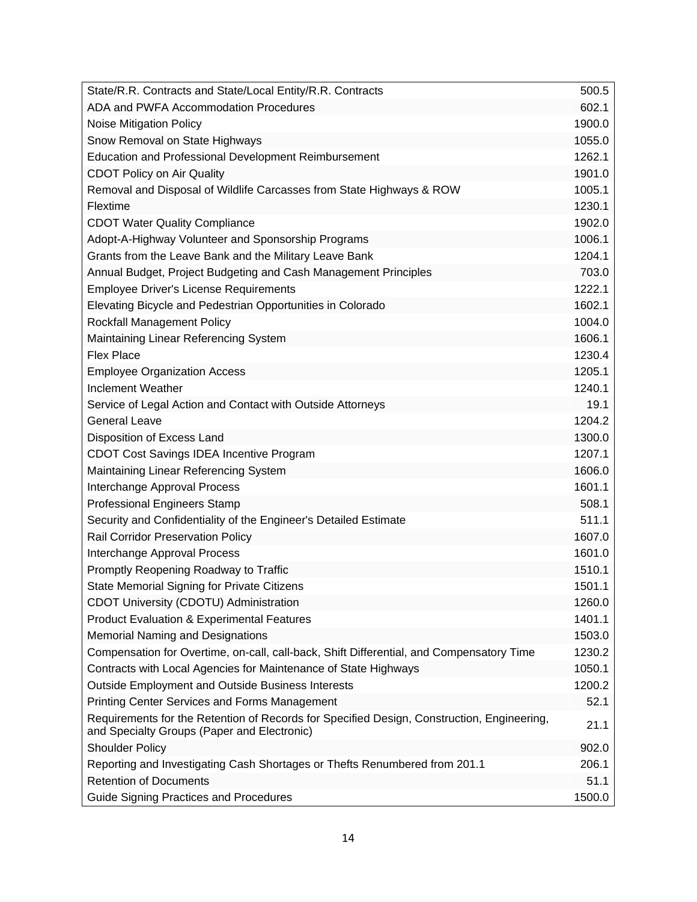| | |
|---|---|
| State/R.R. Contracts and State/Local Entity/R.R. Contracts | 500.5 |
| ADA and PWFA Accommodation Procedures | 602.1 |
| Noise Mitigation Policy | 1900.0 |
| Snow Removal on State Highways | 1055.0 |
| Education and Professional Development Reimbursement | 1262.1 |
| CDOT Policy on Air Quality | 1901.0 |
| Removal and Disposal of Wildlife Carcasses from State Highways & ROW | 1005.1 |
| Flextime | 1230.1 |
| CDOT Water Quality Compliance | 1902.0 |
| Adopt-A-Highway Volunteer and Sponsorship Programs | 1006.1 |
| Grants from the Leave Bank and the Military Leave Bank | 1204.1 |
| Annual Budget, Project Budgeting and Cash Management Principles | 703.0 |
| Employee Driver's License Requirements | 1222.1 |
| Elevating Bicycle and Pedestrian Opportunities in Colorado | 1602.1 |
| Rockfall Management Policy | 1004.0 |
| Maintaining Linear Referencing System | 1606.1 |
| Flex Place | 1230.4 |
| Employee Organization Access | 1205.1 |
| Inclement Weather | 1240.1 |
| Service of Legal Action and Contact with Outside Attorneys | 19.1 |
| General Leave | 1204.2 |
| Disposition of Excess Land | 1300.0 |
| CDOT Cost Savings IDEA Incentive Program | 1207.1 |
| Maintaining Linear Referencing System | 1606.0 |
| Interchange Approval Process | 1601.1 |
| Professional Engineers Stamp | 508.1 |
| Security and Confidentiality of the Engineer's Detailed Estimate | 511.1 |
| Rail Corridor Preservation Policy | 1607.0 |
| Interchange Approval Process | 1601.0 |
| Promptly Reopening Roadway to Traffic | 1510.1 |
| State Memorial Signing for Private Citizens | 1501.1 |
| CDOT University (CDOTU) Administration | 1260.0 |
| Product Evaluation & Experimental Features | 1401.1 |
| Memorial Naming and Designations | 1503.0 |
| Compensation for Overtime, on-call, call-back, Shift Differential, and Compensatory Time | 1230.2 |
| Contracts with Local Agencies for Maintenance of State Highways | 1050.1 |
| Outside Employment and Outside Business Interests | 1200.2 |
| Printing Center Services and Forms Management | 52.1 |
| Requirements for the Retention of Records for Specified Design, Construction, Engineering, and Specialty Groups (Paper and Electronic) | 21.1 |
| Shoulder Policy | 902.0 |
| Reporting and Investigating Cash Shortages or Thefts Renumbered from 201.1 | 206.1 |
| Retention of Documents | 51.1 |
| Guide Signing Practices and Procedures | 1500.0 |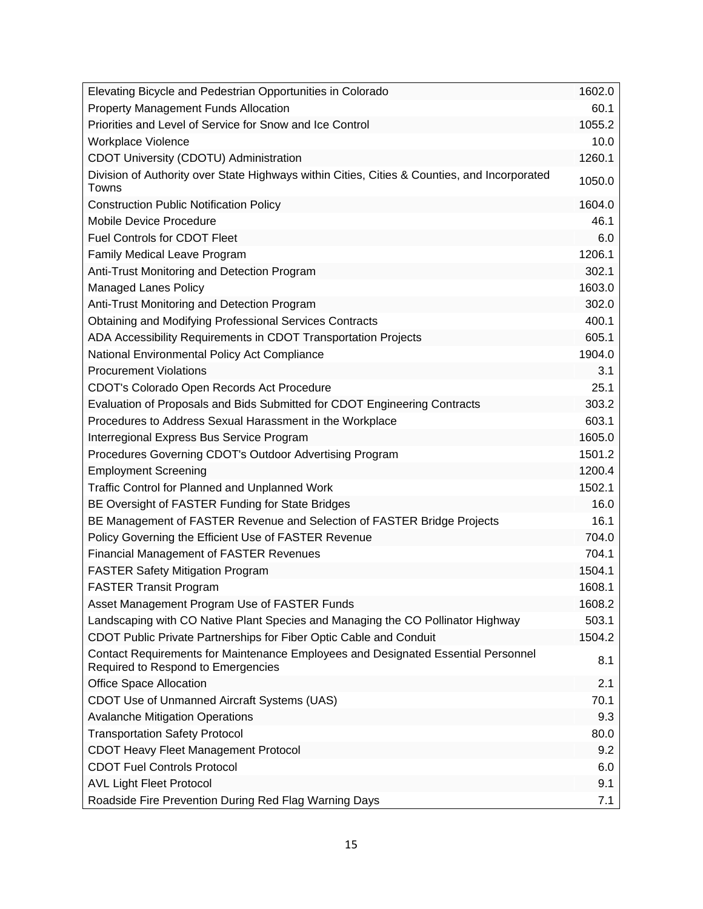| | |
|---|---|
| Elevating Bicycle and Pedestrian Opportunities in Colorado | 1602.0 |
| Property Management Funds Allocation | 60.1 |
| Priorities and Level of Service for Snow and Ice Control | 1055.2 |
| Workplace Violence | 10.0 |
| CDOT University (CDOTU) Administration | 1260.1 |
| Division of Authority over State Highways within Cities, Cities & Counties, and Incorporated Towns | 1050.0 |
| Construction Public Notification Policy | 1604.0 |
| Mobile Device Procedure | 46.1 |
| Fuel Controls for CDOT Fleet | 6.0 |
| Family Medical Leave Program | 1206.1 |
| Anti-Trust Monitoring and Detection Program | 302.1 |
| Managed Lanes Policy | 1603.0 |
| Anti-Trust Monitoring and Detection Program | 302.0 |
| Obtaining and Modifying Professional Services Contracts | 400.1 |
| ADA Accessibility Requirements in CDOT Transportation Projects | 605.1 |
| National Environmental Policy Act Compliance | 1904.0 |
| Procurement Violations | 3.1 |
| CDOT's Colorado Open Records Act Procedure | 25.1 |
| Evaluation of Proposals and Bids Submitted for CDOT Engineering Contracts | 303.2 |
| Procedures to Address Sexual Harassment in the Workplace | 603.1 |
| Interregional Express Bus Service Program | 1605.0 |
| Procedures Governing CDOT's Outdoor Advertising Program | 1501.2 |
| Employment Screening | 1200.4 |
| Traffic Control for Planned and Unplanned Work | 1502.1 |
| BE Oversight of FASTER Funding for State Bridges | 16.0 |
| BE Management of FASTER Revenue and Selection of FASTER Bridge Projects | 16.1 |
| Policy Governing the Efficient Use of FASTER Revenue | 704.0 |
| Financial Management of FASTER Revenues | 704.1 |
| FASTER Safety Mitigation Program | 1504.1 |
| FASTER Transit Program | 1608.1 |
| Asset Management Program Use of FASTER Funds | 1608.2 |
| Landscaping with CO Native Plant Species and Managing the CO Pollinator Highway | 503.1 |
| CDOT Public Private Partnerships for Fiber Optic Cable and Conduit | 1504.2 |
| Contact Requirements for Maintenance Employees and Designated Essential Personnel Required to Respond to Emergencies | 8.1 |
| Office Space Allocation | 2.1 |
| CDOT Use of Unmanned Aircraft Systems (UAS) | 70.1 |
| Avalanche Mitigation Operations | 9.3 |
| Transportation Safety Protocol | 80.0 |
| CDOT Heavy Fleet Management Protocol | 9.2 |
| CDOT Fuel Controls Protocol | 6.0 |
| AVL Light Fleet Protocol | 9.1 |
| Roadside Fire Prevention During Red Flag Warning Days | 7.1 |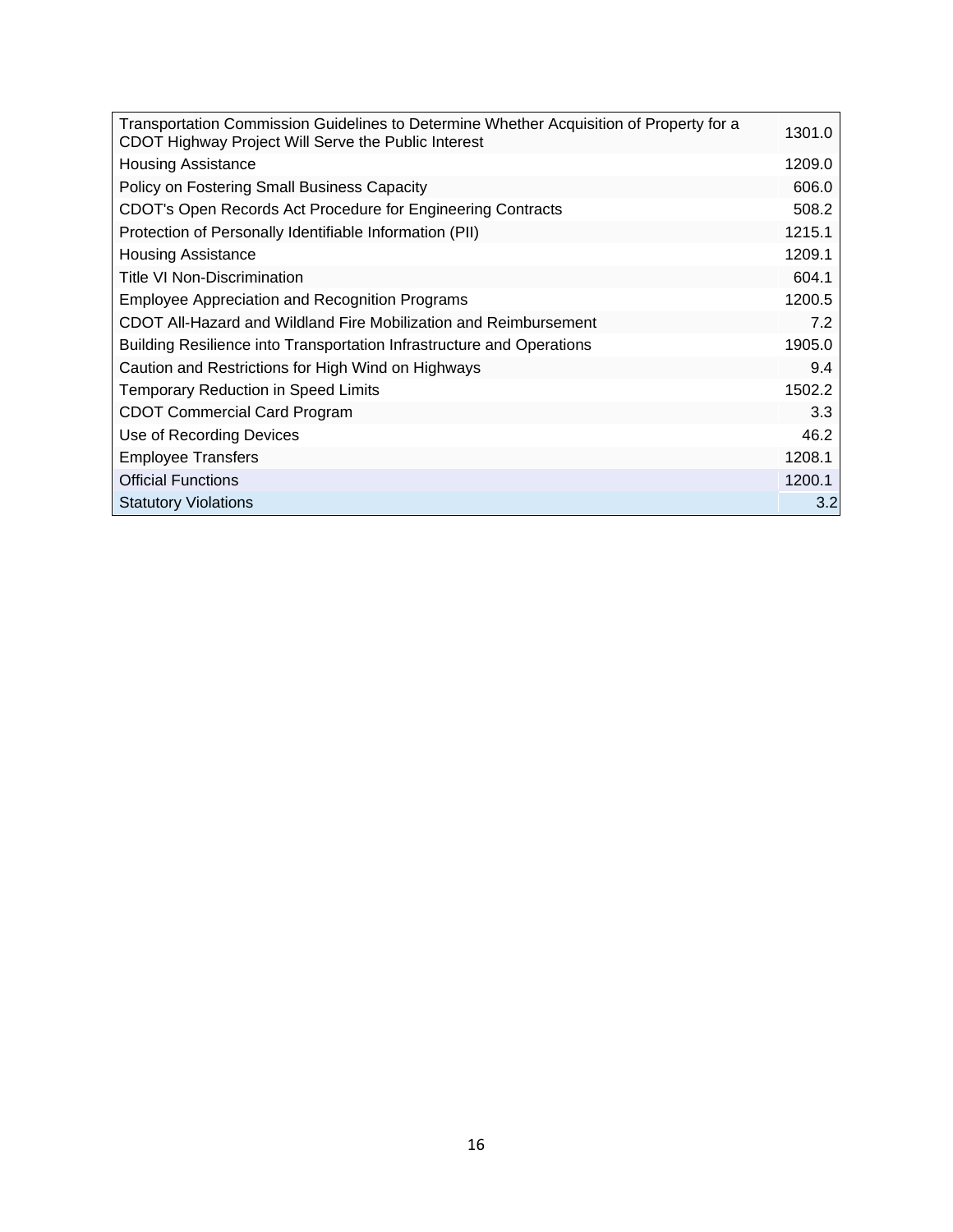| | |
|---|---|
| Transportation Commission Guidelines to Determine Whether Acquisition of Property for a CDOT Highway Project Will Serve the Public Interest | 1301.0 |
| Housing Assistance | 1209.0 |
| Policy on Fostering Small Business Capacity | 606.0 |
| CDOT's Open Records Act Procedure for Engineering Contracts | 508.2 |
| Protection of Personally Identifiable Information (PII) | 1215.1 |
| Housing Assistance | 1209.1 |
| Title VI Non-Discrimination | 604.1 |
| Employee Appreciation and Recognition Programs | 1200.5 |
| CDOT All-Hazard and Wildland Fire Mobilization and Reimbursement | 7.2 |
| Building Resilience into Transportation Infrastructure and Operations | 1905.0 |
| Caution and Restrictions for High Wind on Highways | 9.4 |
| Temporary Reduction in Speed Limits | 1502.2 |
| CDOT Commercial Card Program | 3.3 |
| Use of Recording Devices | 46.2 |
| Employee Transfers | 1208.1 |
| Official Functions | 1200.1 |
| Statutory Violations | 3.2 |